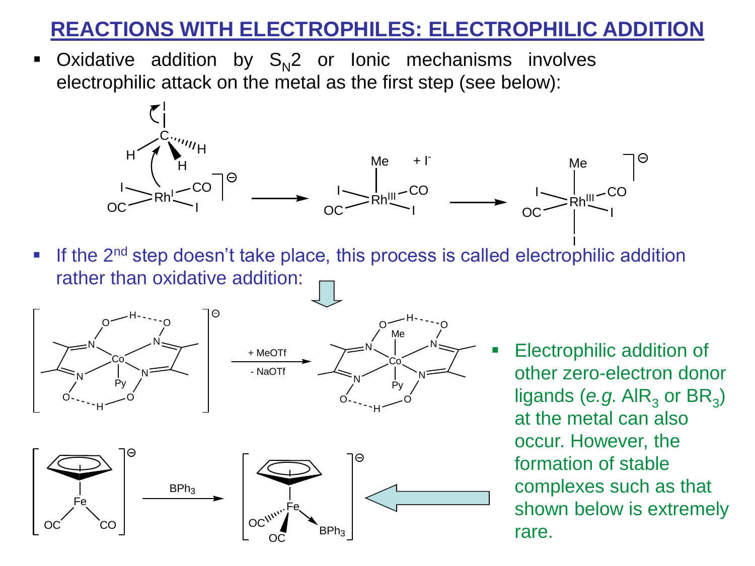# REACTIONS WITH ELECTROPHILES: ELECTROPHILIC ADDITION

- Oxidative addition by $S_N2$ or Ionic mechanisms involves electrophilic attack on the metal as the first step (see below):

- If the 2nd step doesn't take place, this process is called electrophilic addition rather than oxidative addition:

- Electrophilic addition of other zero-electron donor ligands (*e.g.* $AlR_3$ or $BR_3$) at the metal can also occur. However, the formation of stable complexes such as that shown below is extremely rare.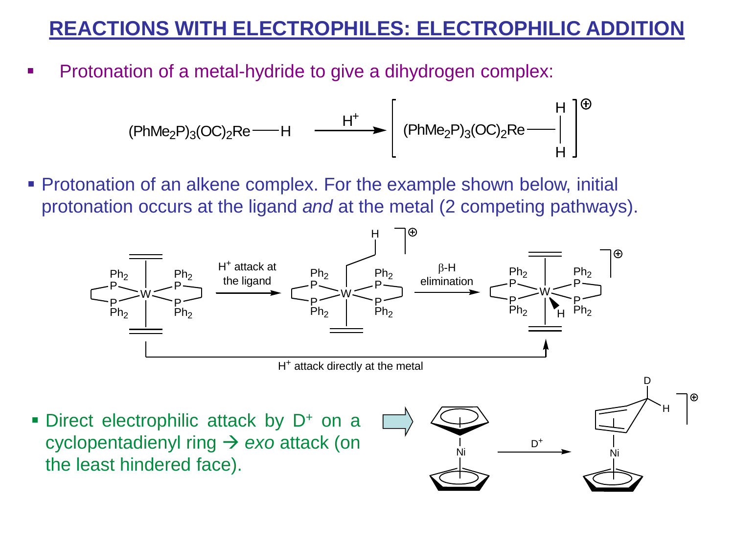# REACTIONS WITH ELECTROPHILES: ELECTROPHILIC ADDITION

- Protonation of a metal-hydride to give a dihydrogen complex:

$$(PhMe_2P)_3(OC)_2Re\text{—}H \xrightarrow{H^+} [(PhMe_2P)_3(OC)_2Re\text{—}(H_2)]^{\oplus}$$

- Protonation of an alkene complex. For the example shown below, initial protonation occurs at the ligand *and* at the metal (2 competing pathways).

H$^+$ attack at the ligand

β-H elimination

H$^+$ attack directly at the metal

- Direct electrophilic attack by D$^+$ on a cyclopentadienyl ring → *exo* attack (on the least hindered face).

D$^+$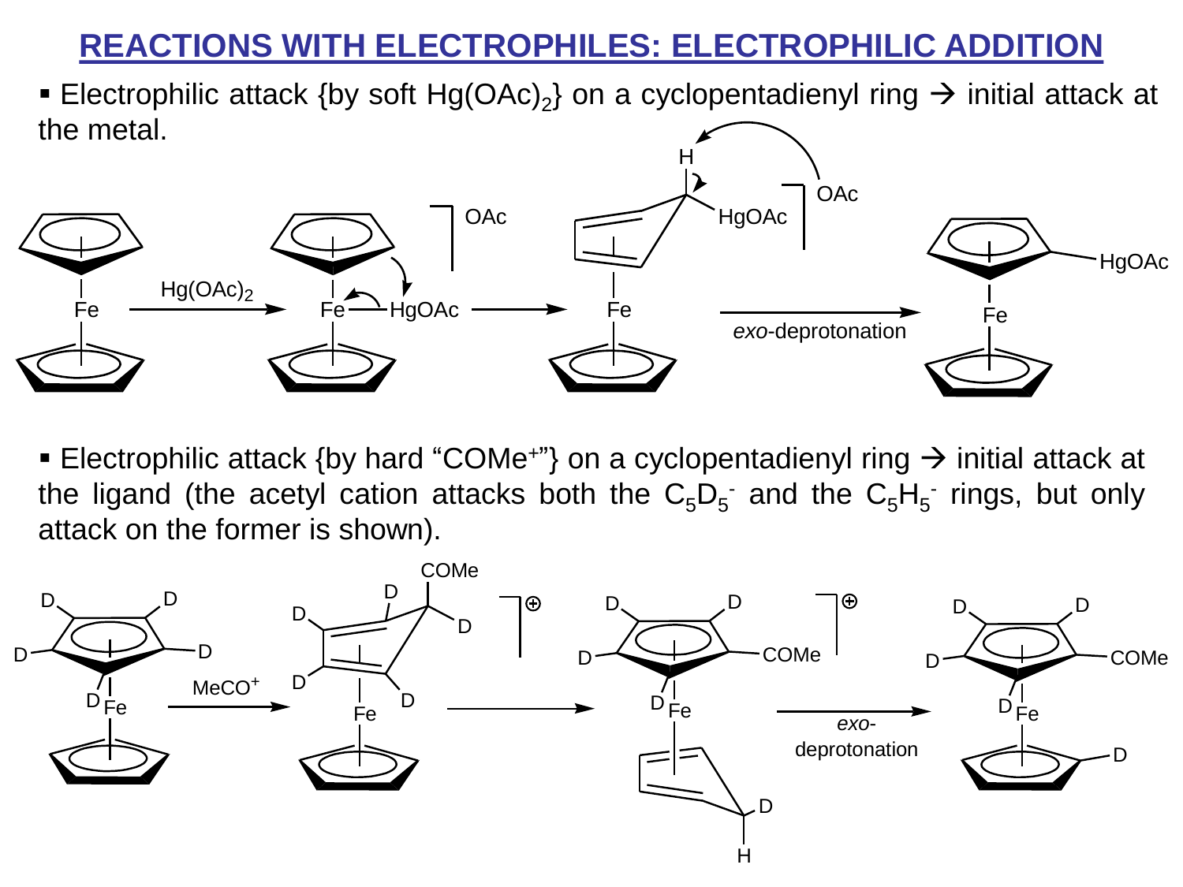# REACTIONS WITH ELECTROPHILES: ELECTROPHILIC ADDITION

- Electrophilic attack {by soft $Hg(OAc)_2$} on a cyclopentadienyl ring → initial attack at the metal.

- Electrophilic attack {by hard "$COMe^+$"} on a cyclopentadienyl ring → initial attack at the ligand (the acetyl cation attacks both the $C_5D_5^-$ and the $C_5H_5^-$ rings, but only attack on the former is shown).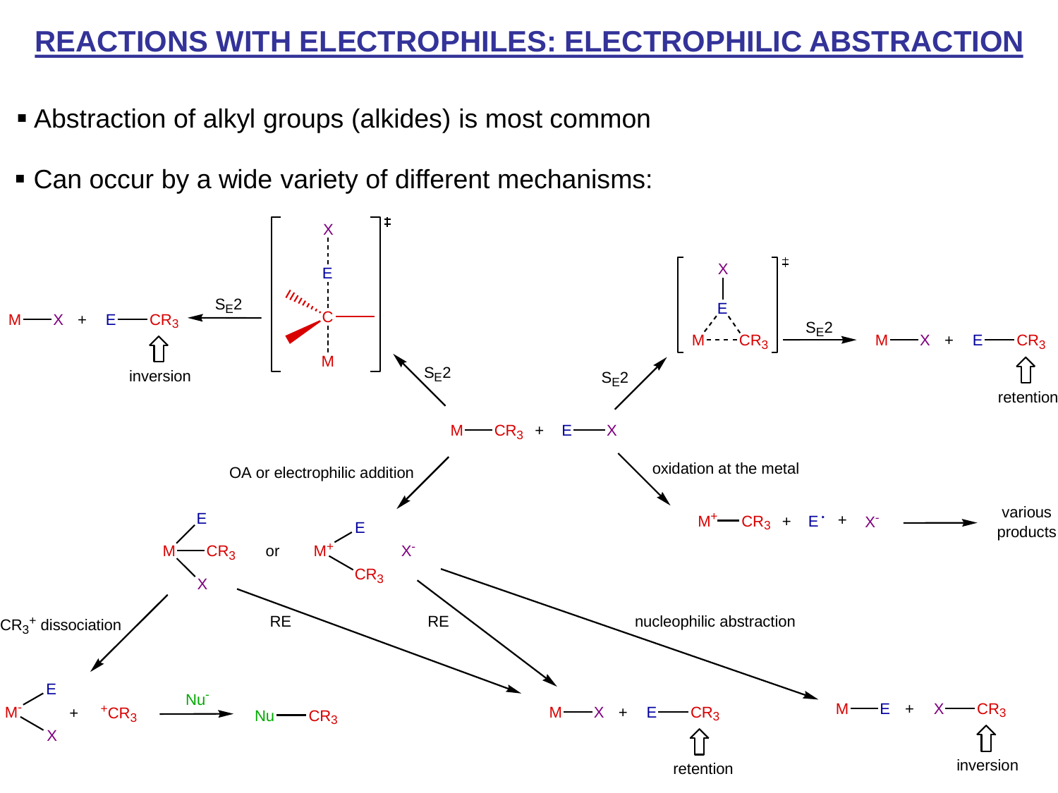# REACTIONS WITH ELECTROPHILES: ELECTROPHILIC ABSTRACTION

- Abstraction of alkyl groups (alkides) is most common
- Can occur by a wide variety of different mechanisms:

Starting materials: $M{-}CR_3 + E{-}X$

- $S_E2$ (backside attack, linear transition state $[X \cdots E \cdots C \cdots M]^‡$) → $M{-}X + E{-}CR_3$ (inversion)
- $S_E2$ (frontside attack, triangular transition state $[M, E, CR_3; E{-}X]^‡$) → $M{-}X + E{-}CR_3$ (retention)
- oxidation at the metal → $M^+{-}CR_3 + E^{\cdot} + X^-$ → various products
- OA or electrophilic addition → $M(E)(CR_3)(X)$ or $[M^+(E)(CR_3)]\ X^-$
  - $CR_3^+$ dissociation → $M^-(E)(X) + {}^+CR_3$; ${}^+CR_3 \xrightarrow{Nu^-} Nu{-}CR_3$
  - RE → $M{-}X + E{-}CR_3$ (retention)
  - nucleophilic abstraction → $M{-}E + X{-}CR_3$ (inversion)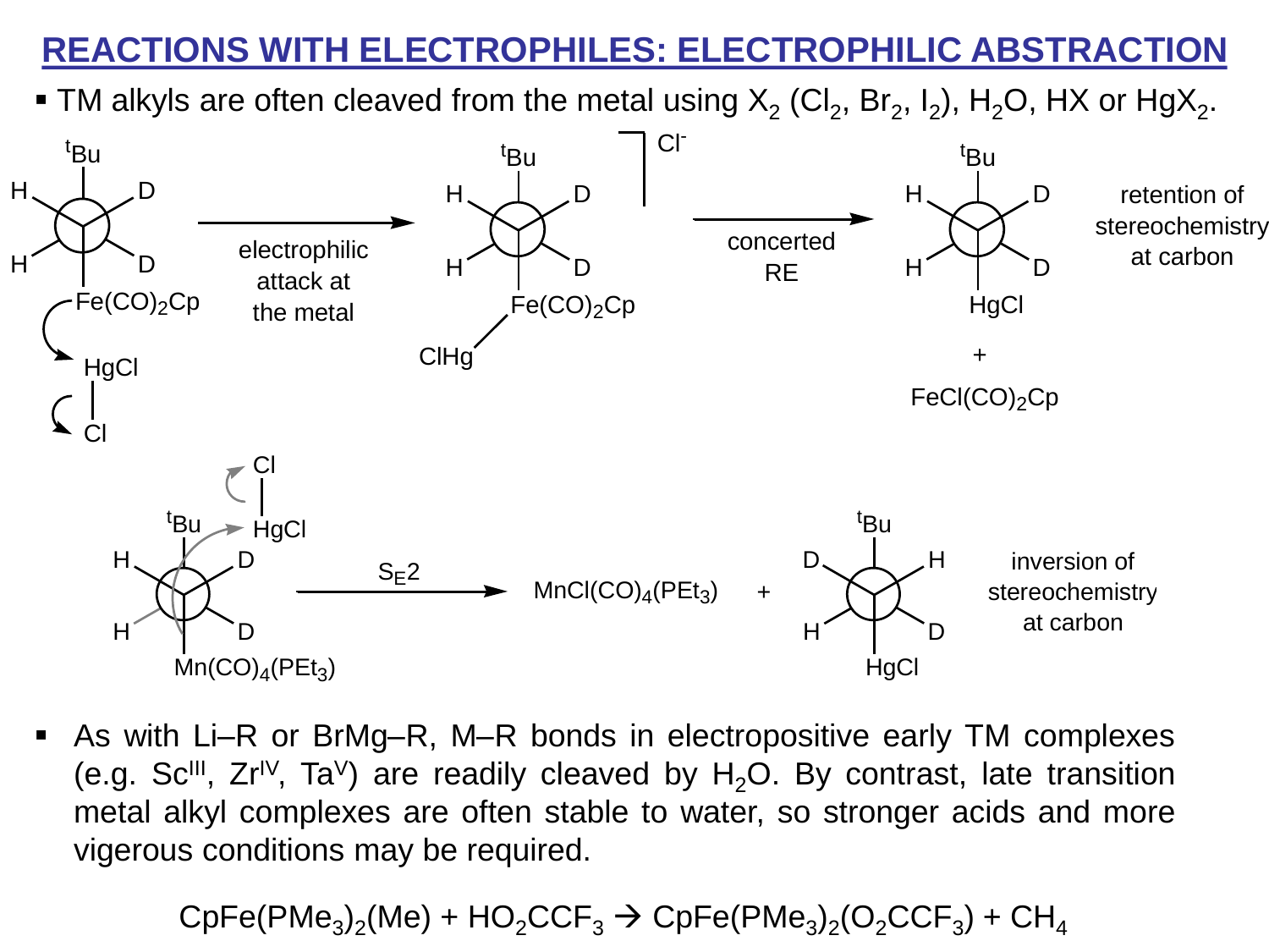# REACTIONS WITH ELECTROPHILES: ELECTROPHILIC ABSTRACTION

- TM alkyls are often cleaved from the metal using $X_2$ ($Cl_2$, $Br_2$, $I_2$), $H_2O$, HX or $HgX_2$.

$^tBu$ / H, H, D, D / $Fe(CO)_2Cp$ + HgCl–Cl → electrophilic attack at the metal → [$Fe(CO)_2Cp$–HgCl]$^+$ $Cl^-$ → concerted RE → $^tBu$ / H, H, D, D / HgCl + $FeCl(CO)_2Cp$

retention of stereochemistry at carbon

$^tBu$ / H, H, D, D / $Mn(CO)_4(PEt_3)$ + Cl–HgCl → $S_E2$ → $MnCl(CO)_4(PEt_3)$ + $^tBu$ / D, H, H, D / HgCl

inversion of stereochemistry at carbon

- As with Li–R or BrMg–R, M–R bonds in electropositive early TM complexes (e.g. $Sc^{III}$, $Zr^{IV}$, $Ta^{V}$) are readily cleaved by $H_2O$. By contrast, late transition metal alkyl complexes are often stable to water, so stronger acids and more vigerous conditions may be required.

$$CpFe(PMe_3)_2(Me) + HO_2CCF_3 \rightarrow CpFe(PMe_3)_2(O_2CCF_3) + CH_4$$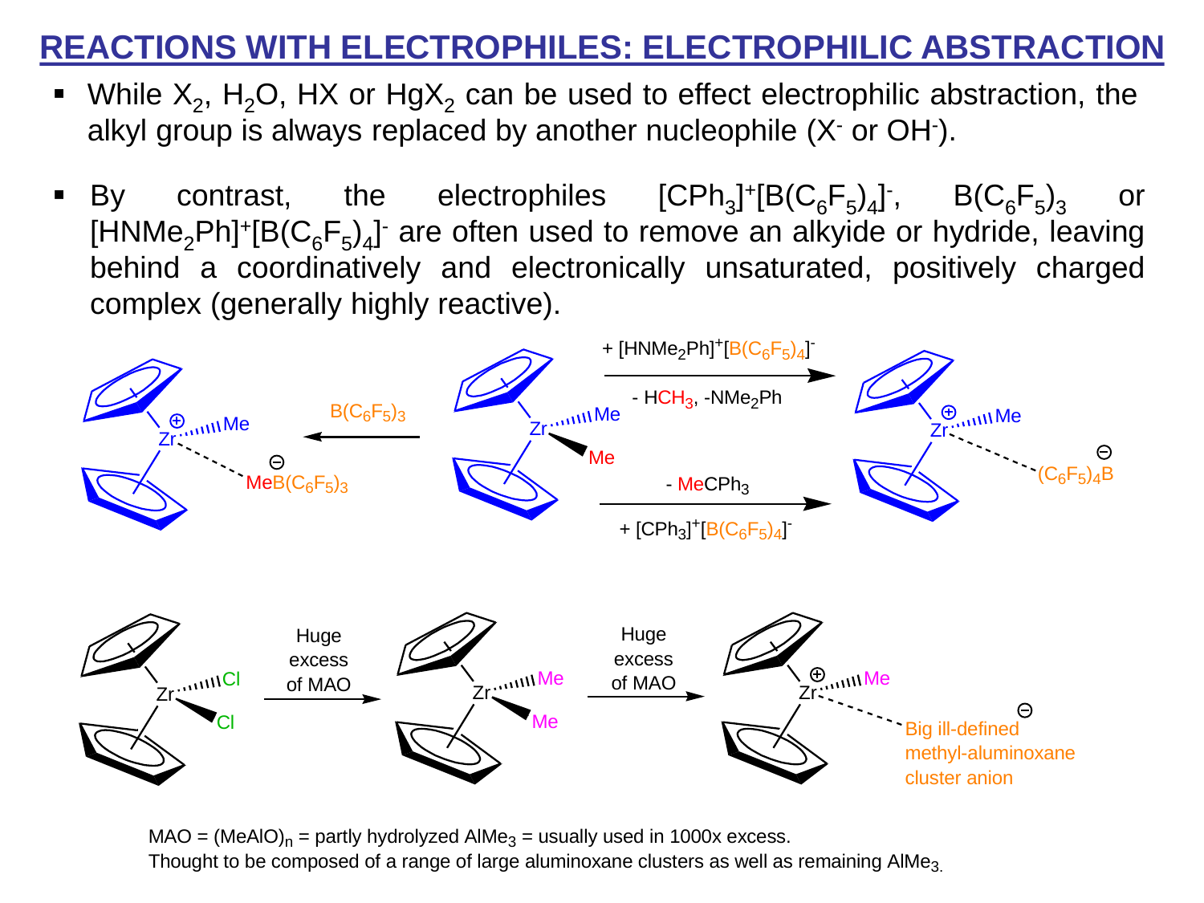# REACTIONS WITH ELECTROPHILES: ELECTROPHILIC ABSTRACTION

- While $X_2$, $H_2O$, HX or $HgX_2$ can be used to effect electrophilic abstraction, the alkyl group is always replaced by another nucleophile ($X^-$ or $OH^-$).

- By contrast, the electrophiles $[CPh_3]^+[B(C_6F_5)_4]^-$, $B(C_6F_5)_3$ or $[HNMe_2Ph]^+[B(C_6F_5)_4]^-$ are often used to remove an alkyide or hydride, leaving behind a coordinatively and electronically unsaturated, positively charged complex (generally highly reactive).

$Cp_2ZrMe_2$ + $B(C_6F_5)_3$ → $Cp_2Zr^+Me\cdots MeB(C_6F_5)_3^-$

$Cp_2ZrMe_2$ + $[HNMe_2Ph]^+[B(C_6F_5)_4]^-$ → $Cp_2Zr^+Me\cdots(C_6F_5)_4B^-$ (- $HCH_3$, $-NMe_2Ph$)

$Cp_2ZrMe_2$ + $[CPh_3]^+[B(C_6F_5)_4]^-$ → $Cp_2Zr^+Me\cdots(C_6F_5)_4B^-$ (- $MeCPh_3$)

$Cp_2ZrCl_2$ → (Huge excess of MAO) → $Cp_2ZrMe_2$ → (Huge excess of MAO) → $Cp_2Zr^+Me\cdots$ Big ill-defined methyl-aluminoxane cluster anion

MAO = $(MeAlO)_n$ = partly hydrolyzed $AlMe_3$ = usually used in 1000x excess.
Thought to be composed of a range of large aluminoxane clusters as well as remaining $AlMe_3$.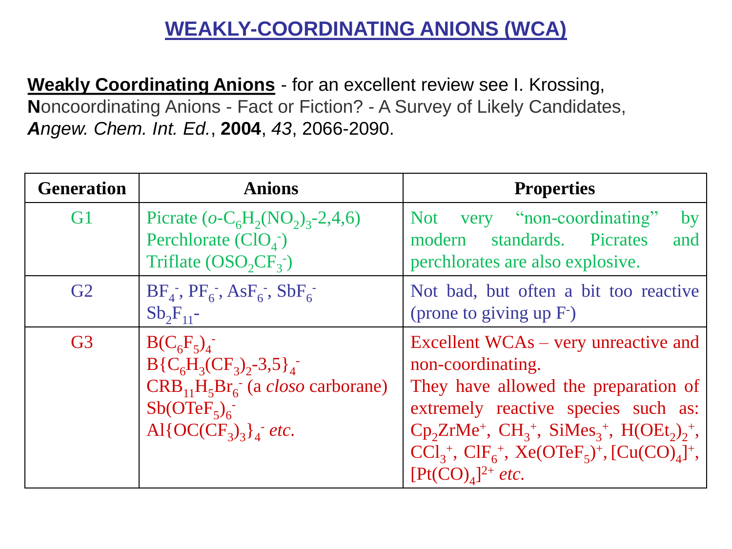# WEAKLY-COORDINATING ANIONS (WCA)

**Weakly Coordinating Anions** - for an excellent review see I. Krossing, **N**oncoordinating Anions - Fact or Fiction? - A Survey of Likely Candidates, ***A****ngew. Chem. Int. Ed.*, **2004**, *43*, 2066-2090.

| Generation | Anions | Properties |
|---|---|---|
| G1 | Picrate (*o*-$C_6H_2(NO_2)_3$-2,4,6)<br>Perchlorate ($ClO_4^-$)<br>Triflate ($OSO_2CF_3^-$) | Not very "non-coordinating" by modern standards. Picrates and perchlorates are also explosive. |
| G2 | $BF_4^-$, $PF_6^-$, $AsF_6^-$, $SbF_6^-$<br>$Sb_2F_{11}^-$ | Not bad, but often a bit too reactive (prone to giving up $F^-$) |
| G3 | $B(C_6F_5)_4^-$<br>$B\{C_6H_3(CF_3)_2\text{-}3,5\}_4^-$<br>$CRB_{11}H_5Br_6^-$ (a *closo* carborane)<br>$Sb(OTeF_5)_6^-$<br>$Al\{OC(CF_3)_3\}_4^-$ *etc.* | Excellent WCAs – very unreactive and non-coordinating.<br>They have allowed the preparation of extremely reactive species such as: $Cp_2ZrMe^+$, $CH_3^+$, $SiMes_3^+$, $H(OEt_2)_2^+$, $CCl_3^+$, $ClF_6^+$, $Xe(OTeF_5)^+$, $[Cu(CO)_4]^+$, $[Pt(CO)_4]^{2+}$ *etc.* |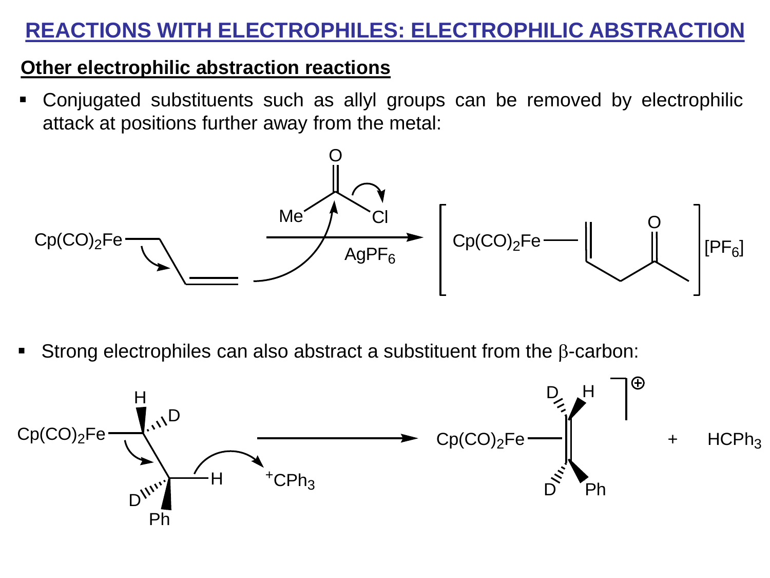# REACTIONS WITH ELECTROPHILES: ELECTROPHILIC ABSTRACTION

## Other electrophilic abstraction reactions

- Conjugated substituents such as allyl groups can be removed by electrophilic attack at positions further away from the metal:

$Cp(CO)_2Fe$–$CH_2CH{=}CH_2$ + $MeC(O)Cl$ $\xrightarrow{AgPF_6}$ $[Cp(CO)_2Fe(\eta^2\text{-}CH_2{=}CHCH_2C(O)Me)][PF_6]$

- Strong electrophiles can also abstract a substituent from the β-carbon:

$Cp(CO)_2Fe$–$CHD$–$CHDPh$ + $^{+}CPh_3$ ⟶ $[Cp(CO)_2Fe(\eta^2\text{-}CHD{=}CDPh)]^{\oplus}$ + $HCPh_3$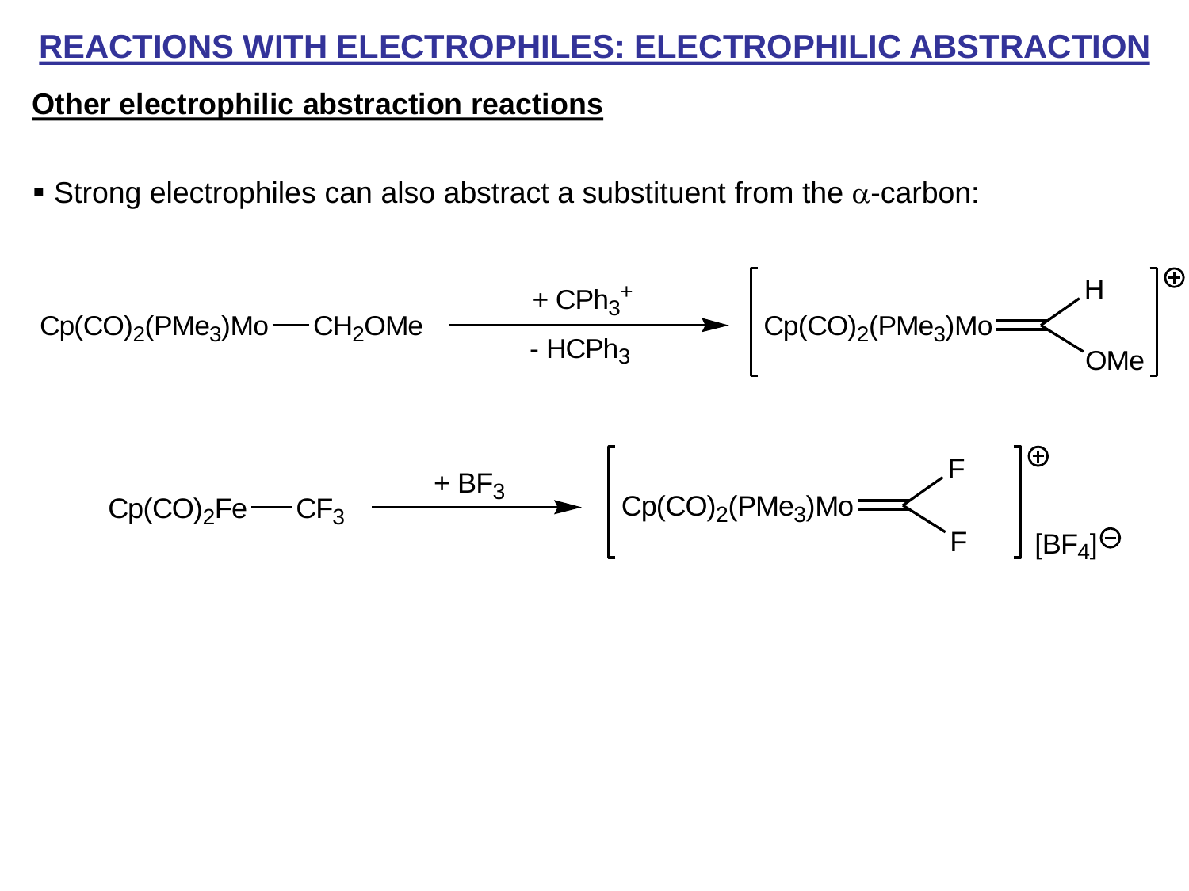# REACTIONS WITH ELECTROPHILES: ELECTROPHILIC ABSTRACTION

## Other electrophilic abstraction reactions

- Strong electrophiles can also abstract a substituent from the α-carbon:

$$Cp(CO)_2(PMe_3)Mo{-}CH_2OMe \xrightarrow[-\ HCPh_3]{+\ CPh_3^+} \left[ Cp(CO)_2(PMe_3)Mo{=}C(H)(OMe) \right]^{\oplus}$$

$$Cp(CO)_2Fe{-}CF_3 \xrightarrow{+\ BF_3} \left[ Cp(CO)_2(PMe_3)Mo{=}CF_2 \right]^{\oplus} [BF_4]^{\ominus}$$